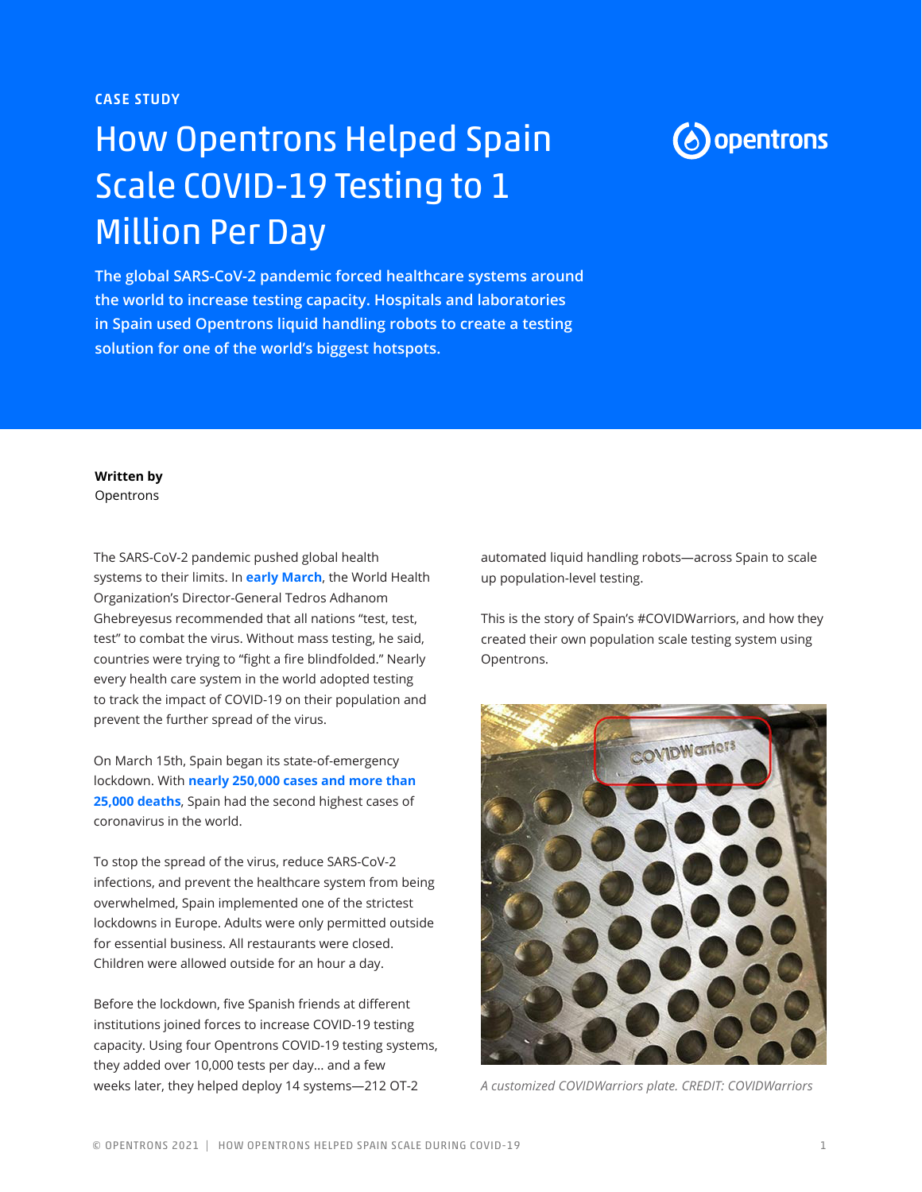CASE STUDY

# How Opentrons Helped Spain Scale COVID-19 Testing to 1 Million Per Day

**The global SARS-CoV-2 pandemic forced healthcare systems around the world to increase testing capacity. Hospitals and laboratories in Spain used Opentrons liquid handling robots to create a testing solution for one of the world's biggest hotspots.**

**Written by**
Opentrons

The SARS-CoV-2 pandemic pushed global health systems to their limits. In **early March**, the World Health Organization's Director-General Tedros Adhanom Ghebreyesus recommended that all nations "test, test, test" to combat the virus. Without mass testing, he said, countries were trying to "fight a fire blindfolded." Nearly every health care system in the world adopted testing to track the impact of COVID-19 on their population and prevent the further spread of the virus.

On March 15th, Spain began its state-of-emergency lockdown. With **nearly 250,000 cases and more than 25,000 deaths**, Spain had the second highest cases of coronavirus in the world.

To stop the spread of the virus, reduce SARS-CoV-2 infections, and prevent the healthcare system from being overwhelmed, Spain implemented one of the strictest lockdowns in Europe. Adults were only permitted outside for essential business. All restaurants were closed. Children were allowed outside for an hour a day.

Before the lockdown, five Spanish friends at different institutions joined forces to increase COVID-19 testing capacity. Using four Opentrons COVID-19 testing systems, they added over 10,000 tests per day... and a few weeks later, they helped deploy 14 systems—212 OT-2 automated liquid handling robots—across Spain to scale up population-level testing.

This is the story of Spain's #COVIDWarriors, and how they created their own population scale testing system using Opentrons.

*A customized COVIDWarriors plate. CREDIT: COVIDWarriors*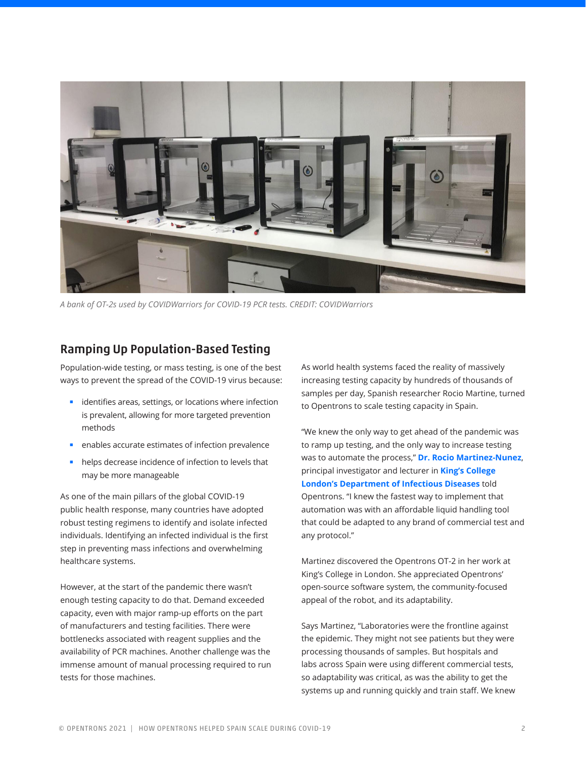A bank of OT-2s used by COVIDWarriors for COVID-19 PCR tests. CREDIT: COVIDWarriors

## Ramping Up Population-Based Testing

Population-wide testing, or mass testing, is one of the best ways to prevent the spread of the COVID-19 virus because:

- identifies areas, settings, or locations where infection is prevalent, allowing for more targeted prevention methods
- enables accurate estimates of infection prevalence
- helps decrease incidence of infection to levels that may be more manageable

As one of the main pillars of the global COVID-19 public health response, many countries have adopted robust testing regimens to identify and isolate infected individuals. Identifying an infected individual is the first step in preventing mass infections and overwhelming healthcare systems.

However, at the start of the pandemic there wasn't enough testing capacity to do that. Demand exceeded capacity, even with major ramp-up efforts on the part of manufacturers and testing facilities. There were bottlenecks associated with reagent supplies and the availability of PCR machines. Another challenge was the immense amount of manual processing required to run tests for those machines.

As world health systems faced the reality of massively increasing testing capacity by hundreds of thousands of samples per day, Spanish researcher Rocio Martine, turned to Opentrons to scale testing capacity in Spain.

"We knew the only way to get ahead of the pandemic was to ramp up testing, and the only way to increase testing was to automate the process," **Dr. Rocio Martinez-Nunez**, principal investigator and lecturer in **King's College London's Department of Infectious Diseases** told Opentrons. "I knew the fastest way to implement that automation was with an affordable liquid handling tool that could be adapted to any brand of commercial test and any protocol."

Martinez discovered the Opentrons OT-2 in her work at King's College in London. She appreciated Opentrons' open-source software system, the community-focused appeal of the robot, and its adaptability.

Says Martinez, "Laboratories were the frontline against the epidemic. They might not see patients but they were processing thousands of samples. But hospitals and labs across Spain were using different commercial tests, so adaptability was critical, as was the ability to get the systems up and running quickly and train staff. We knew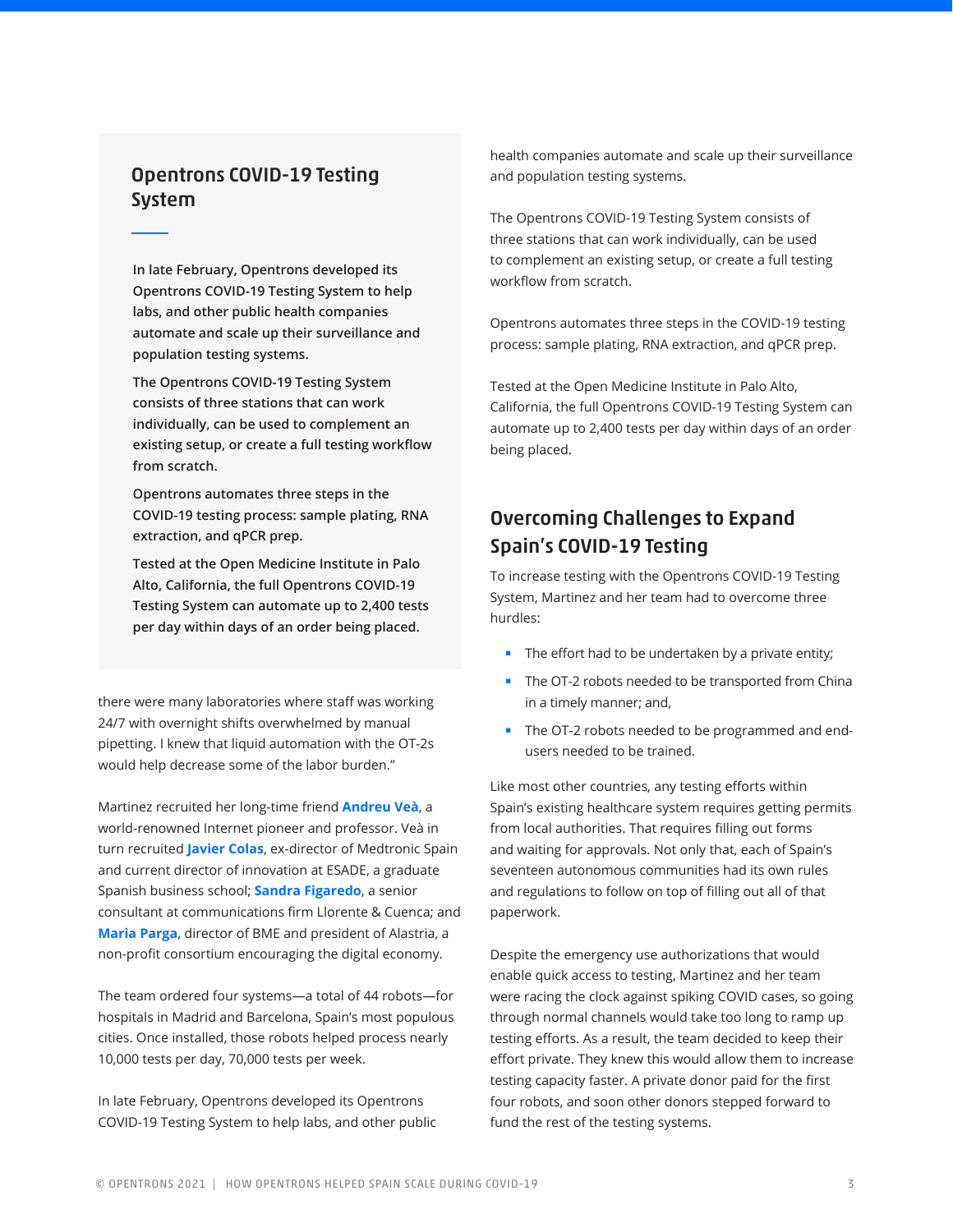## Opentrons COVID-19 Testing System

**In late February, Opentrons developed its Opentrons COVID-19 Testing System to help labs, and other public health companies automate and scale up their surveillance and population testing systems.**

**The Opentrons COVID-19 Testing System consists of three stations that can work individually, can be used to complement an existing setup, or create a full testing workflow from scratch.**

**Opentrons automates three steps in the COVID-19 testing process: sample plating, RNA extraction, and qPCR prep.**

**Tested at the Open Medicine Institute in Palo Alto, California, the full Opentrons COVID-19 Testing System can automate up to 2,400 tests per day within days of an order being placed.**

there were many laboratories where staff was working 24/7 with overnight shifts overwhelmed by manual pipetting. I knew that liquid automation with the OT-2s would help decrease some of the labor burden."

Martinez recruited her long-time friend **Andreu Veà**, a world-renowned Internet pioneer and professor. Veà in turn recruited **Javier Colas**, ex-director of Medtronic Spain and current director of innovation at ESADE, a graduate Spanish business school; **Sandra Figaredo**, a senior consultant at communications firm Llorente & Cuenca; and **Maria Parga**, director of BME and president of Alastria, a non-profit consortium encouraging the digital economy.

The team ordered four systems—a total of 44 robots—for hospitals in Madrid and Barcelona, Spain's most populous cities. Once installed, those robots helped process nearly 10,000 tests per day, 70,000 tests per week.

In late February, Opentrons developed its Opentrons COVID-19 Testing System to help labs, and other public health companies automate and scale up their surveillance and population testing systems.

The Opentrons COVID-19 Testing System consists of three stations that can work individually, can be used to complement an existing setup, or create a full testing workflow from scratch.

Opentrons automates three steps in the COVID-19 testing process: sample plating, RNA extraction, and qPCR prep.

Tested at the Open Medicine Institute in Palo Alto, California, the full Opentrons COVID-19 Testing System can automate up to 2,400 tests per day within days of an order being placed.

## Overcoming Challenges to Expand Spain's COVID-19 Testing

To increase testing with the Opentrons COVID-19 Testing System, Martinez and her team had to overcome three hurdles:

- The effort had to be undertaken by a private entity;
- The OT-2 robots needed to be transported from China in a timely manner; and,
- The OT-2 robots needed to be programmed and end-users needed to be trained.

Like most other countries, any testing efforts within Spain's existing healthcare system requires getting permits from local authorities. That requires filling out forms and waiting for approvals. Not only that, each of Spain's seventeen autonomous communities had its own rules and regulations to follow on top of filling out all of that paperwork.

Despite the emergency use authorizations that would enable quick access to testing, Martinez and her team were racing the clock against spiking COVID cases, so going through normal channels would take too long to ramp up testing efforts. As a result, the team decided to keep their effort private. They knew this would allow them to increase testing capacity faster. A private donor paid for the first four robots, and soon other donors stepped forward to fund the rest of the testing systems.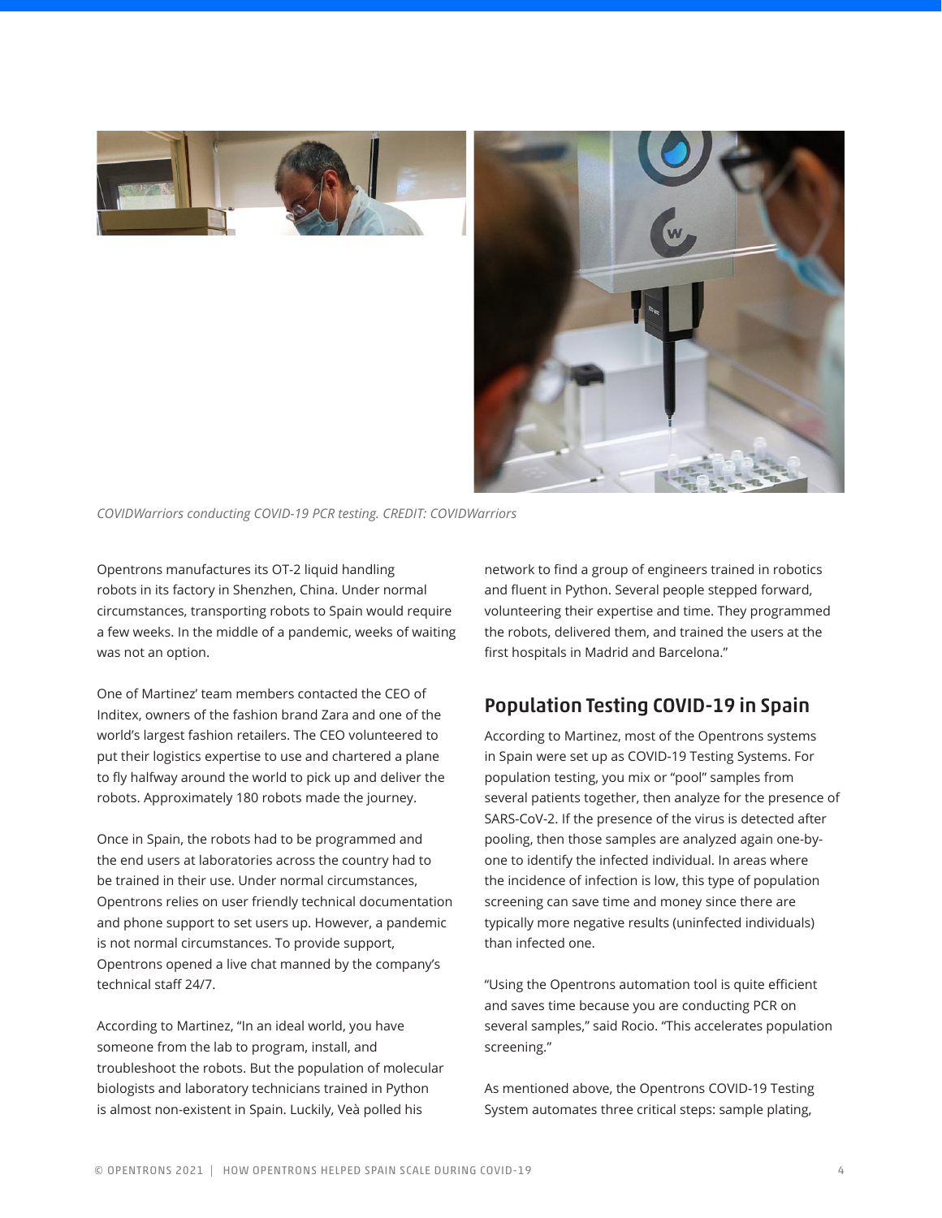*COVIDWarriors conducting COVID-19 PCR testing. CREDIT: COVIDWarriors*

Opentrons manufactures its OT-2 liquid handling robots in its factory in Shenzhen, China. Under normal circumstances, transporting robots to Spain would require a few weeks. In the middle of a pandemic, weeks of waiting was not an option.

One of Martinez' team members contacted the CEO of Inditex, owners of the fashion brand Zara and one of the world's largest fashion retailers. The CEO volunteered to put their logistics expertise to use and chartered a plane to fly halfway around the world to pick up and deliver the robots. Approximately 180 robots made the journey.

Once in Spain, the robots had to be programmed and the end users at laboratories across the country had to be trained in their use. Under normal circumstances, Opentrons relies on user friendly technical documentation and phone support to set users up. However, a pandemic is not normal circumstances. To provide support, Opentrons opened a live chat manned by the company's technical staff 24/7.

According to Martinez, "In an ideal world, you have someone from the lab to program, install, and troubleshoot the robots. But the population of molecular biologists and laboratory technicians trained in Python is almost non-existent in Spain. Luckily, Veà polled his network to find a group of engineers trained in robotics and fluent in Python. Several people stepped forward, volunteering their expertise and time. They programmed the robots, delivered them, and trained the users at the first hospitals in Madrid and Barcelona."

## Population Testing COVID-19 in Spain

According to Martinez, most of the Opentrons systems in Spain were set up as COVID-19 Testing Systems. For population testing, you mix or "pool" samples from several patients together, then analyze for the presence of SARS-CoV-2. If the presence of the virus is detected after pooling, then those samples are analyzed again one-by-one to identify the infected individual. In areas where the incidence of infection is low, this type of population screening can save time and money since there are typically more negative results (uninfected individuals) than infected one.

"Using the Opentrons automation tool is quite efficient and saves time because you are conducting PCR on several samples," said Rocio. "This accelerates population screening."

As mentioned above, the Opentrons COVID-19 Testing System automates three critical steps: sample plating,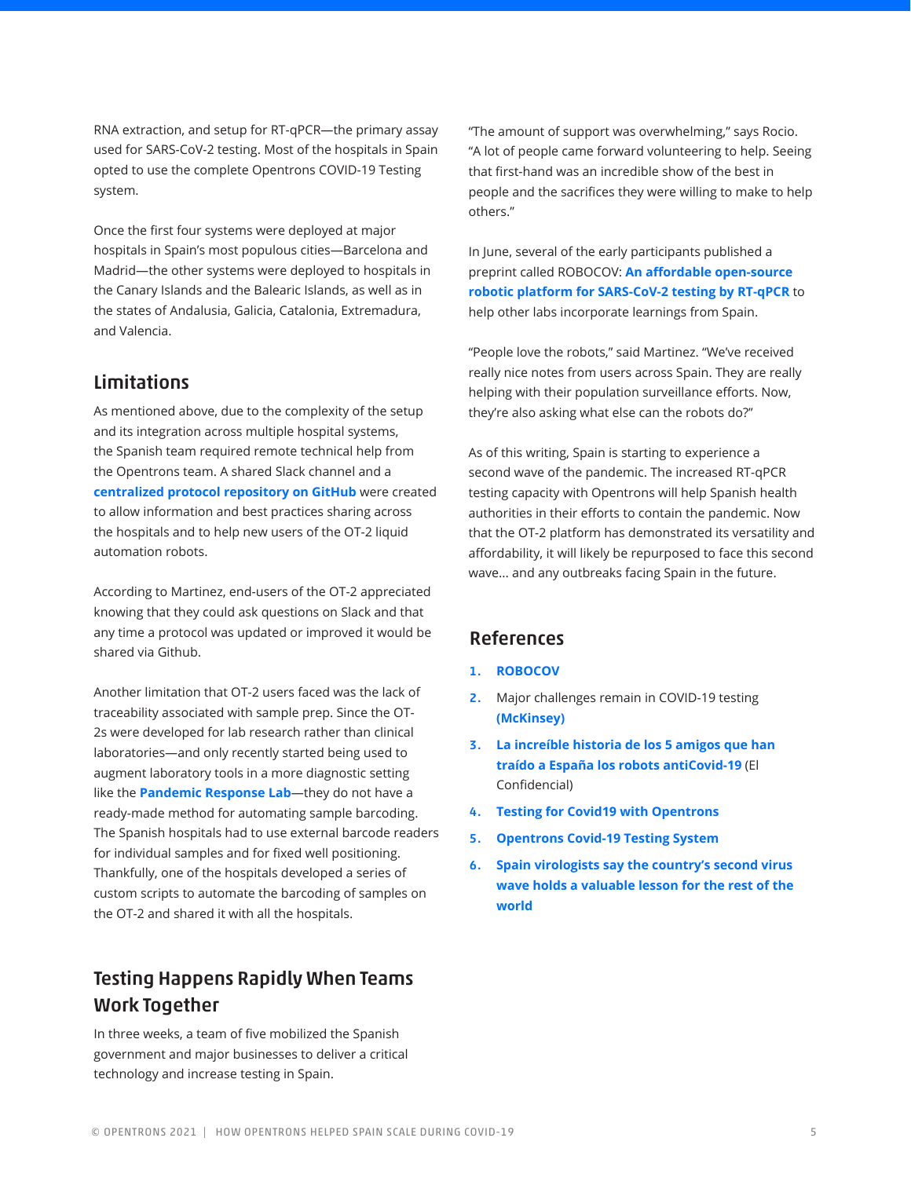RNA extraction, and setup for RT-qPCR—the primary assay used for SARS-CoV-2 testing. Most of the hospitals in Spain opted to use the complete Opentrons COVID-19 Testing system.

Once the first four systems were deployed at major hospitals in Spain's most populous cities—Barcelona and Madrid—the other systems were deployed to hospitals in the Canary Islands and the Balearic Islands, as well as in the states of Andalusia, Galicia, Catalonia, Extremadura, and Valencia.

## Limitations

As mentioned above, due to the complexity of the setup and its integration across multiple hospital systems, the Spanish team required remote technical help from the Opentrons team. A shared Slack channel and a **centralized protocol repository on GitHub** were created to allow information and best practices sharing across the hospitals and to help new users of the OT-2 liquid automation robots.

According to Martinez, end-users of the OT-2 appreciated knowing that they could ask questions on Slack and that any time a protocol was updated or improved it would be shared via Github.

Another limitation that OT-2 users faced was the lack of traceability associated with sample prep. Since the OT-2s were developed for lab research rather than clinical laboratories—and only recently started being used to augment laboratory tools in a more diagnostic setting like the **Pandemic Response Lab**—they do not have a ready-made method for automating sample barcoding. The Spanish hospitals had to use external barcode readers for individual samples and for fixed well positioning. Thankfully, one of the hospitals developed a series of custom scripts to automate the barcoding of samples on the OT-2 and shared it with all the hospitals.

## Testing Happens Rapidly When Teams Work Together

In three weeks, a team of five mobilized the Spanish government and major businesses to deliver a critical technology and increase testing in Spain.

"The amount of support was overwhelming," says Rocio. "A lot of people came forward volunteering to help. Seeing that first-hand was an incredible show of the best in people and the sacrifices they were willing to make to help others."

In June, several of the early participants published a preprint called ROBOCOV: **An affordable open-source robotic platform for SARS-CoV-2 testing by RT-qPCR** to help other labs incorporate learnings from Spain.

"People love the robots," said Martinez. "We've received really nice notes from users across Spain. They are really helping with their population surveillance efforts. Now, they're also asking what else can the robots do?"

As of this writing, Spain is starting to experience a second wave of the pandemic. The increased RT-qPCR testing capacity with Opentrons will help Spanish health authorities in their efforts to contain the pandemic. Now that the OT-2 platform has demonstrated its versatility and affordability, it will likely be repurposed to face this second wave... and any outbreaks facing Spain in the future.

## References

1. **ROBOCOV**
2. Major challenges remain in COVID-19 testing **(McKinsey)**
3. **La increíble historia de los 5 amigos que han traído a España los robots antiCovid-19** (El Confidencial)
4. **Testing for Covid19 with Opentrons**
5. **Opentrons Covid-19 Testing System**
6. **Spain virologists say the country's second virus wave holds a valuable lesson for the rest of the world**